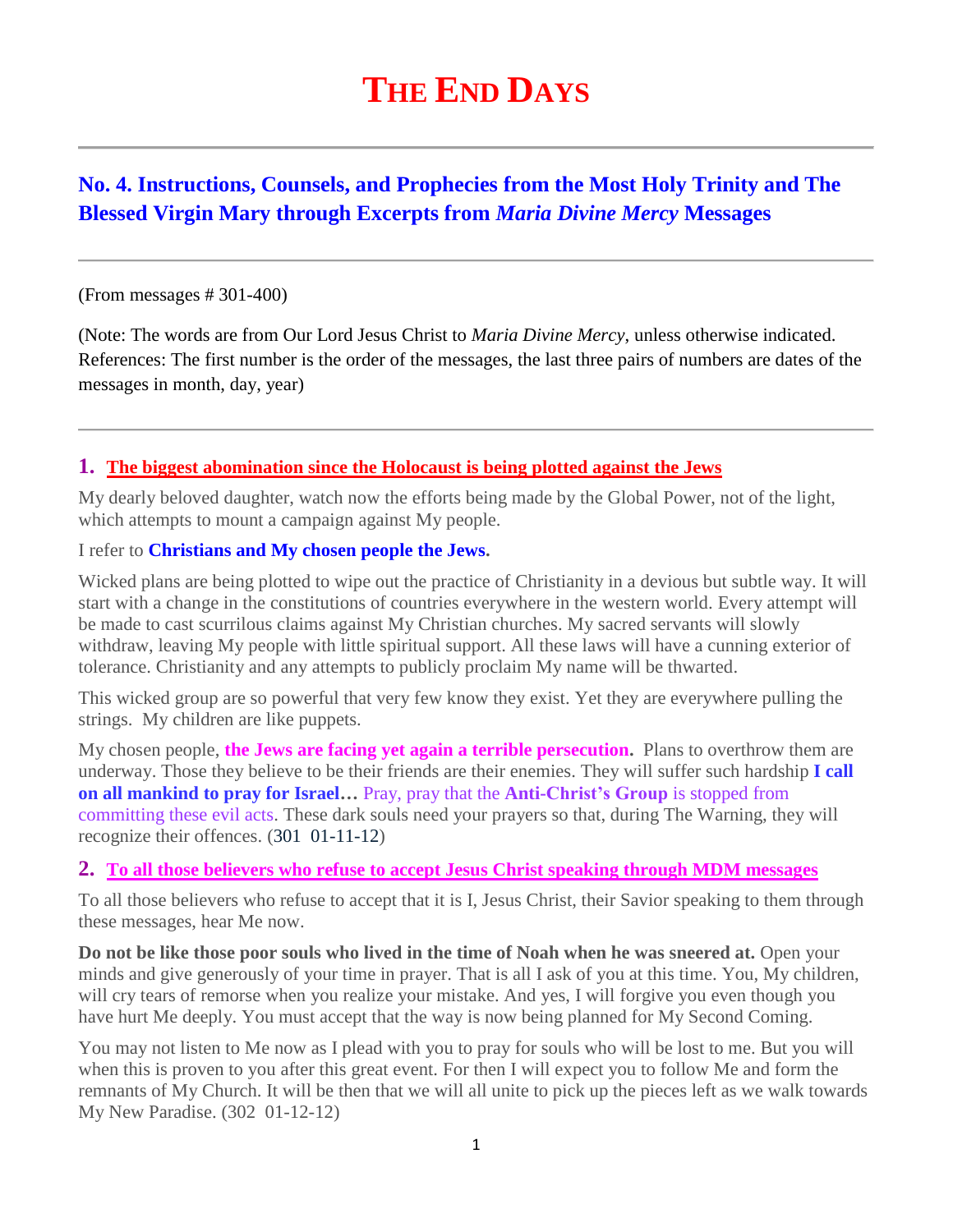# THE END DAYS

## No. 4. Instructions, Counsels, and Prophecies from the Most Holy Trinity and The Blessed Virgin Mary through Excerpts from *Maria Divine Mercy* Messages

(From messages # 301-400)

(Note: The words are from Our Lord Jesus Christ to *Maria Divine Mercy*, unless otherwise indicated. References: The first number is the order of the messages, the last three pairs of numbers are dates of the messages in month, day, year)

### 1. The biggest abomination since the Holocaust is being plotted against the Jews

My dearly beloved daughter, watch now the efforts being made by the Global Power, not of the light, which attempts to mount a campaign against My people.

I refer to **Christians and My chosen people the Jews.**

Wicked plans are being plotted to wipe out the practice of Christianity in a devious but subtle way. It will start with a change in the constitutions of countries everywhere in the western world. Every attempt will be made to cast scurrilous claims against My Christian churches. My sacred servants will slowly withdraw, leaving My people with little spiritual support. All these laws will have a cunning exterior of tolerance. Christianity and any attempts to publicly proclaim My name will be thwarted.

This wicked group are so powerful that very few know they exist. Yet they are everywhere pulling the strings. My children are like puppets.

My chosen people, **the Jews are facing yet again a terrible persecution.** Plans to overthrow them are underway. Those they believe to be their friends are their enemies. They will suffer such hardship **I call on all mankind to pray for Israel…** Pray, pray that the **Anti-Christ's Group** is stopped from committing these evil acts. These dark souls need your prayers so that, during The Warning, they will recognize their offences. (301 01-11-12)

### 2. To all those believers who refuse to accept Jesus Christ speaking through MDM messages

To all those believers who refuse to accept that it is I, Jesus Christ, their Savior speaking to them through these messages, hear Me now.

**Do not be like those poor souls who lived in the time of Noah when he was sneered at.** Open your minds and give generously of your time in prayer. That is all I ask of you at this time. You, My children, will cry tears of remorse when you realize your mistake. And yes, I will forgive you even though you have hurt Me deeply. You must accept that the way is now being planned for My Second Coming.

You may not listen to Me now as I plead with you to pray for souls who will be lost to me. But you will when this is proven to you after this great event. For then I will expect you to follow Me and form the remnants of My Church. It will be then that we will all unite to pick up the pieces left as we walk towards My New Paradise. (302 01-12-12)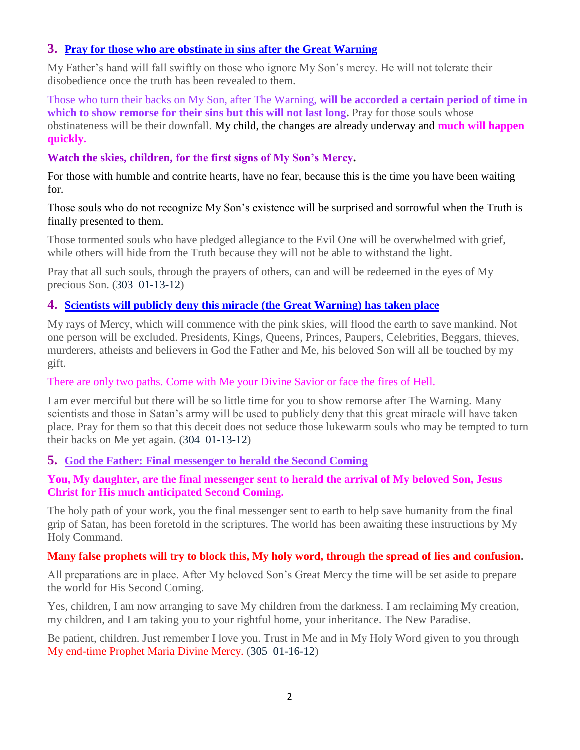## 3. Pray for those who are obstinate in sins after the Great Warning

My Father's hand will fall swiftly on those who ignore My Son's mercy. He will not tolerate their disobedience once the truth has been revealed to them.

Those who turn their backs on My Son, after The Warning, **will be accorded a certain period of time in which to show remorse for their sins but this will not last long.** Pray for those souls whose obstinateness will be their downfall. My child, the changes are already underway and **much will happen quickly.**

**Watch the skies, children, for the first signs of My Son's Mercy.**

For those with humble and contrite hearts, have no fear, because this is the time you have been waiting for.

Those souls who do not recognize My Son's existence will be surprised and sorrowful when the Truth is finally presented to them.

Those tormented souls who have pledged allegiance to the Evil One will be overwhelmed with grief, while others will hide from the Truth because they will not be able to withstand the light.

Pray that all such souls, through the prayers of others, can and will be redeemed in the eyes of My precious Son. (303  01-13-12)

## 4. Scientists will publicly deny this miracle (the Great Warning) has taken place

My rays of Mercy, which will commence with the pink skies, will flood the earth to save mankind. Not one person will be excluded. Presidents, Kings, Queens, Princes, Paupers, Celebrities, Beggars, thieves, murderers, atheists and believers in God the Father and Me, his beloved Son will all be touched by my gift.

There are only two paths. Come with Me your Divine Savior or face the fires of Hell.

I am ever merciful but there will be so little time for you to show remorse after The Warning. Many scientists and those in Satan's army will be used to publicly deny that this great miracle will have taken place. Pray for them so that this deceit does not seduce those lukewarm souls who may be tempted to turn their backs on Me yet again. (304  01-13-12)

## 5. God the Father: Final messenger to herald the Second Coming

**You, My daughter, are the final messenger sent to herald the arrival of My beloved Son, Jesus Christ for His much anticipated Second Coming.**

The holy path of your work, you the final messenger sent to earth to help save humanity from the final grip of Satan, has been foretold in the scriptures. The world has been awaiting these instructions by My Holy Command.

**Many false prophets will try to block this, My holy word, through the spread of lies and confusion.**

All preparations are in place. After My beloved Son's Great Mercy the time will be set aside to prepare the world for His Second Coming.

Yes, children, I am now arranging to save My children from the darkness. I am reclaiming My creation, my children, and I am taking you to your rightful home, your inheritance. The New Paradise.

Be patient, children. Just remember I love you. Trust in Me and in My Holy Word given to you through My end-time Prophet Maria Divine Mercy. (305  01-16-12)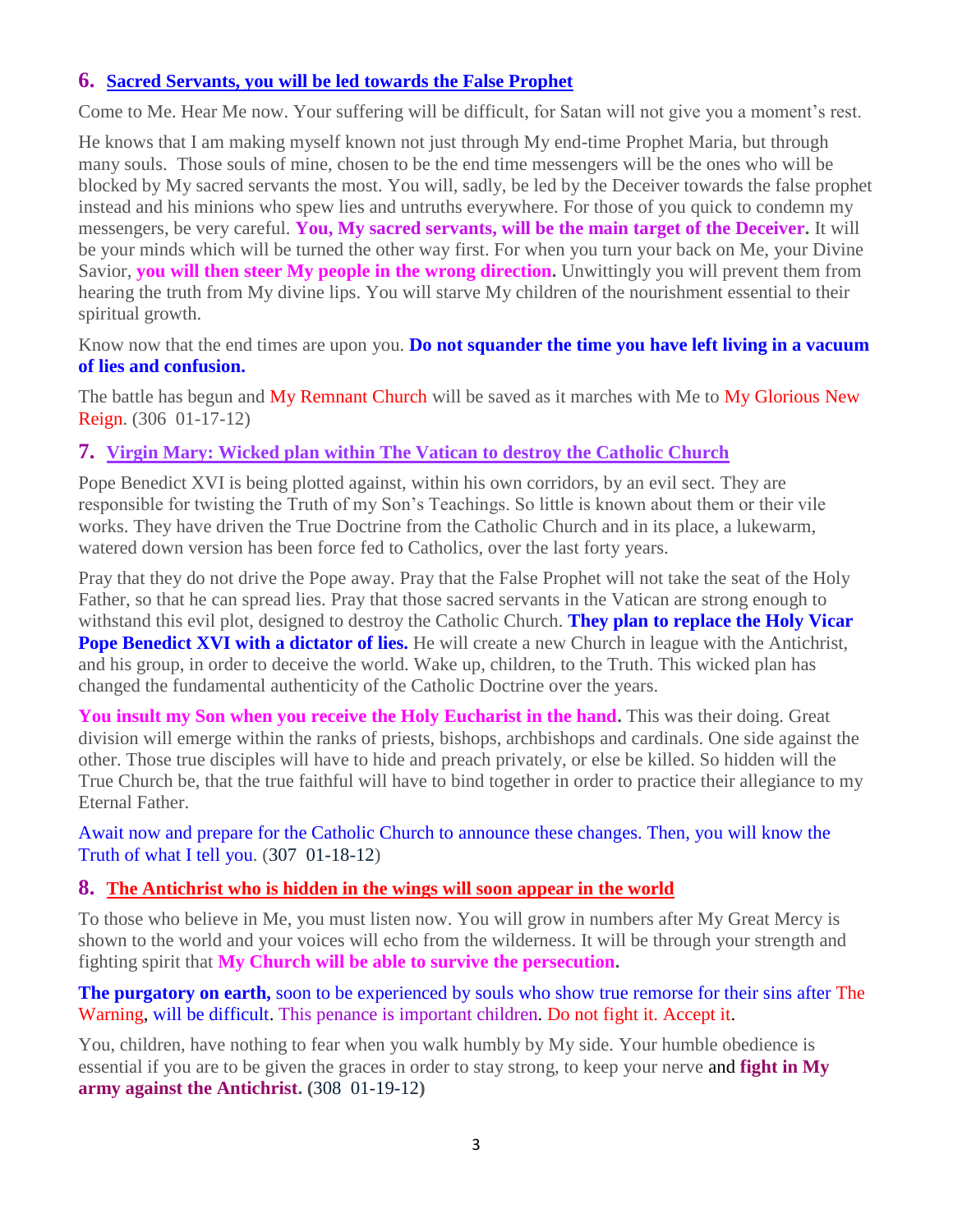## 6. Sacred Servants, you will be led towards the False Prophet

Come to Me. Hear Me now. Your suffering will be difficult, for Satan will not give you a moment's rest.

He knows that I am making myself known not just through My end-time Prophet Maria, but through many souls. Those souls of mine, chosen to be the end time messengers will be the ones who will be blocked by My sacred servants the most. You will, sadly, be led by the Deceiver towards the false prophet instead and his minions who spew lies and untruths everywhere. For those of you quick to condemn my messengers, be very careful. **You, My sacred servants, will be the main target of the Deceiver.** It will be your minds which will be turned the other way first. For when you turn your back on Me, your Divine Savior, **you will then steer My people in the wrong direction.** Unwittingly you will prevent them from hearing the truth from My divine lips. You will starve My children of the nourishment essential to their spiritual growth.

Know now that the end times are upon you. **Do not squander the time you have left living in a vacuum of lies and confusion.**

The battle has begun and My Remnant Church will be saved as it marches with Me to My Glorious New Reign. (306 01-17-12)

## 7. Virgin Mary: Wicked plan within The Vatican to destroy the Catholic Church

Pope Benedict XVI is being plotted against, within his own corridors, by an evil sect. They are responsible for twisting the Truth of my Son's Teachings. So little is known about them or their vile works. They have driven the True Doctrine from the Catholic Church and in its place, a lukewarm, watered down version has been force fed to Catholics, over the last forty years.

Pray that they do not drive the Pope away. Pray that the False Prophet will not take the seat of the Holy Father, so that he can spread lies. Pray that those sacred servants in the Vatican are strong enough to withstand this evil plot, designed to destroy the Catholic Church. **They plan to replace the Holy Vicar Pope Benedict XVI with a dictator of lies.** He will create a new Church in league with the Antichrist, and his group, in order to deceive the world. Wake up, children, to the Truth. This wicked plan has changed the fundamental authenticity of the Catholic Doctrine over the years.

**You insult my Son when you receive the Holy Eucharist in the hand.** This was their doing. Great division will emerge within the ranks of priests, bishops, archbishops and cardinals. One side against the other. Those true disciples will have to hide and preach privately, or else be killed. So hidden will the True Church be, that the true faithful will have to bind together in order to practice their allegiance to my Eternal Father.

Await now and prepare for the Catholic Church to announce these changes. Then, you will know the Truth of what I tell you. (307 01-18-12)

## 8. The Antichrist who is hidden in the wings will soon appear in the world

To those who believe in Me, you must listen now. You will grow in numbers after My Great Mercy is shown to the world and your voices will echo from the wilderness. It will be through your strength and fighting spirit that **My Church will be able to survive the persecution.**

**The purgatory on earth,** soon to be experienced by souls who show true remorse for their sins after The Warning, will be difficult. This penance is important children. Do not fight it. Accept it.

You, children, have nothing to fear when you walk humbly by My side. Your humble obedience is essential if you are to be given the graces in order to stay strong, to keep your nerve and **fight in My army against the Antichrist. (**308 01-19-12**)**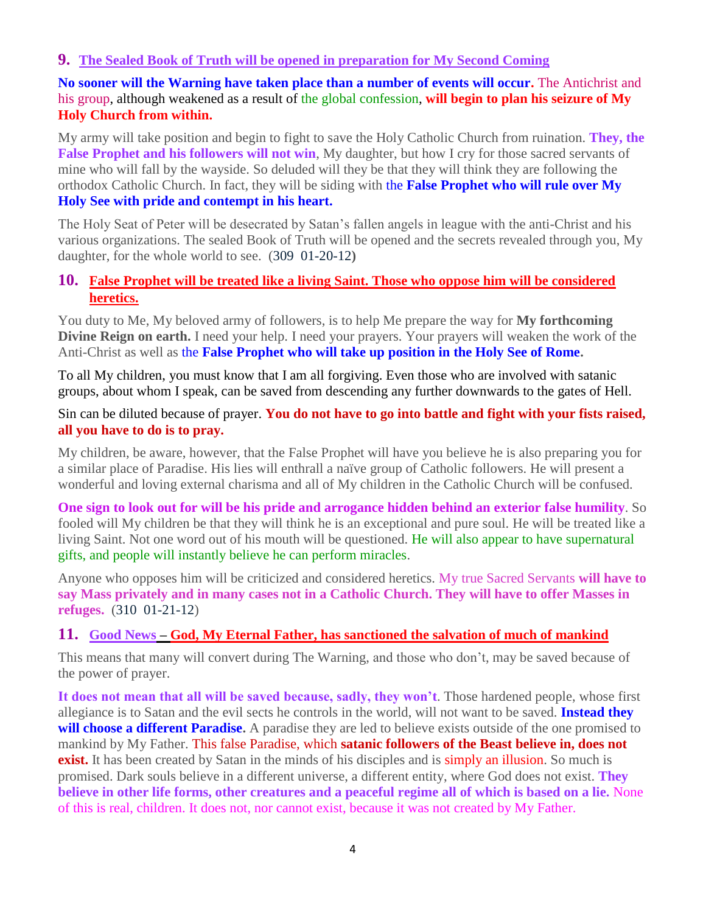## 9. The Sealed Book of Truth will be opened in preparation for My Second Coming

**No sooner will the Warning have taken place than a number of events will occur.** The Antichrist and his group, although weakened as a result of the global confession, **will begin to plan his seizure of My Holy Church from within.**

My army will take position and begin to fight to save the Holy Catholic Church from ruination. **They, the False Prophet and his followers will not win**, My daughter, but how I cry for those sacred servants of mine who will fall by the wayside. So deluded will they be that they will think they are following the orthodox Catholic Church. In fact, they will be siding with the **False Prophet who will rule over My Holy See with pride and contempt in his heart.**

The Holy Seat of Peter will be desecrated by Satan's fallen angels in league with the anti-Christ and his various organizations. The sealed Book of Truth will be opened and the secrets revealed through you, My daughter, for the whole world to see. (309 01-20-12)

## 10. False Prophet will be treated like a living Saint. Those who oppose him will be considered heretics.

You duty to Me, My beloved army of followers, is to help Me prepare the way for **My forthcoming Divine Reign on earth.** I need your help. I need your prayers. Your prayers will weaken the work of the Anti-Christ as well as the **False Prophet who will take up position in the Holy See of Rome.**

To all My children, you must know that I am all forgiving. Even those who are involved with satanic groups, about whom I speak, can be saved from descending any further downwards to the gates of Hell.

Sin can be diluted because of prayer. **You do not have to go into battle and fight with your fists raised, all you have to do is to pray.**

My children, be aware, however, that the False Prophet will have you believe he is also preparing you for a similar place of Paradise. His lies will enthrall a naïve group of Catholic followers. He will present a wonderful and loving external charisma and all of My children in the Catholic Church will be confused.

**One sign to look out for will be his pride and arrogance hidden behind an exterior false humility**. So fooled will My children be that they will think he is an exceptional and pure soul. He will be treated like a living Saint. Not one word out of his mouth will be questioned. He will also appear to have supernatural gifts, and people will instantly believe he can perform miracles.

Anyone who opposes him will be criticized and considered heretics. My true Sacred Servants **will have to say Mass privately and in many cases not in a Catholic Church. They will have to offer Masses in refuges.** (310 01-21-12)

## 11. Good News – God, My Eternal Father, has sanctioned the salvation of much of mankind

This means that many will convert during The Warning, and those who don't, may be saved because of the power of prayer.

**It does not mean that all will be saved because, sadly, they won't**. Those hardened people, whose first allegiance is to Satan and the evil sects he controls in the world, will not want to be saved. **Instead they will choose a different Paradise.** A paradise they are led to believe exists outside of the one promised to mankind by My Father. This false Paradise, which **satanic followers of the Beast believe in, does not exist.** It has been created by Satan in the minds of his disciples and is simply an illusion. So much is promised. Dark souls believe in a different universe, a different entity, where God does not exist. **They believe in other life forms, other creatures and a peaceful regime all of which is based on a lie.** None of this is real, children. It does not, nor cannot exist, because it was not created by My Father.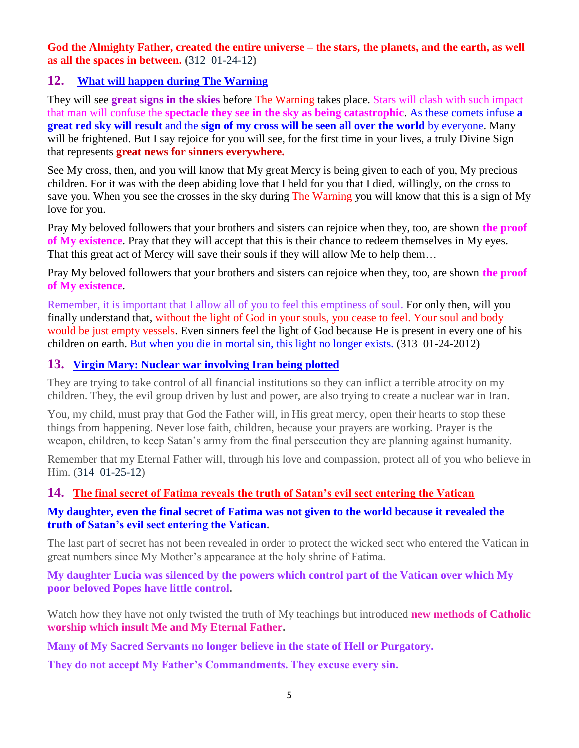**God the Almighty Father, created the entire universe – the stars, the planets, and the earth, as well as all the spaces in between.** (312 01-24-12)

## 12. What will happen during The Warning

They will see **great signs in the skies** before The Warning takes place. Stars will clash with such impact that man will confuse the **spectacle they see in the sky as being catastrophic**. As these comets infuse **a great red sky will result** and the **sign of my cross will be seen all over the world** by everyone. Many will be frightened. But I say rejoice for you will see, for the first time in your lives, a truly Divine Sign that represents **great news for sinners everywhere.**

See My cross, then, and you will know that My great Mercy is being given to each of you, My precious children. For it was with the deep abiding love that I held for you that I died, willingly, on the cross to save you. When you see the crosses in the sky during The Warning you will know that this is a sign of My love for you.

Pray My beloved followers that your brothers and sisters can rejoice when they, too, are shown **the proof of My existence**. Pray that they will accept that this is their chance to redeem themselves in My eyes. That this great act of Mercy will save their souls if they will allow Me to help them…

Pray My beloved followers that your brothers and sisters can rejoice when they, too, are shown **the proof of My existence**.

Remember, it is important that I allow all of you to feel this emptiness of soul. For only then, will you finally understand that, without the light of God in your souls, you cease to feel. Your soul and body would be just empty vessels. Even sinners feel the light of God because He is present in every one of his children on earth. But when you die in mortal sin, this light no longer exists. (313 01-24-2012)

## 13. Virgin Mary: Nuclear war involving Iran being plotted

They are trying to take control of all financial institutions so they can inflict a terrible atrocity on my children. They, the evil group driven by lust and power, are also trying to create a nuclear war in Iran.

You, my child, must pray that God the Father will, in His great mercy, open their hearts to stop these things from happening. Never lose faith, children, because your prayers are working. Prayer is the weapon, children, to keep Satan's army from the final persecution they are planning against humanity.

Remember that my Eternal Father will, through his love and compassion, protect all of you who believe in Him. (314 01-25-12)

## 14. The final secret of Fatima reveals the truth of Satan's evil sect entering the Vatican

**My daughter, even the final secret of Fatima was not given to the world because it revealed the truth of Satan's evil sect entering the Vatican.**

The last part of secret has not been revealed in order to protect the wicked sect who entered the Vatican in great numbers since My Mother's appearance at the holy shrine of Fatima.

**My daughter Lucia was silenced by the powers which control part of the Vatican over which My poor beloved Popes have little control.**

Watch how they have not only twisted the truth of My teachings but introduced **new methods of Catholic worship which insult Me and My Eternal Father**.

**Many of My Sacred Servants no longer believe in the state of Hell or Purgatory.**

**They do not accept My Father's Commandments. They excuse every sin.**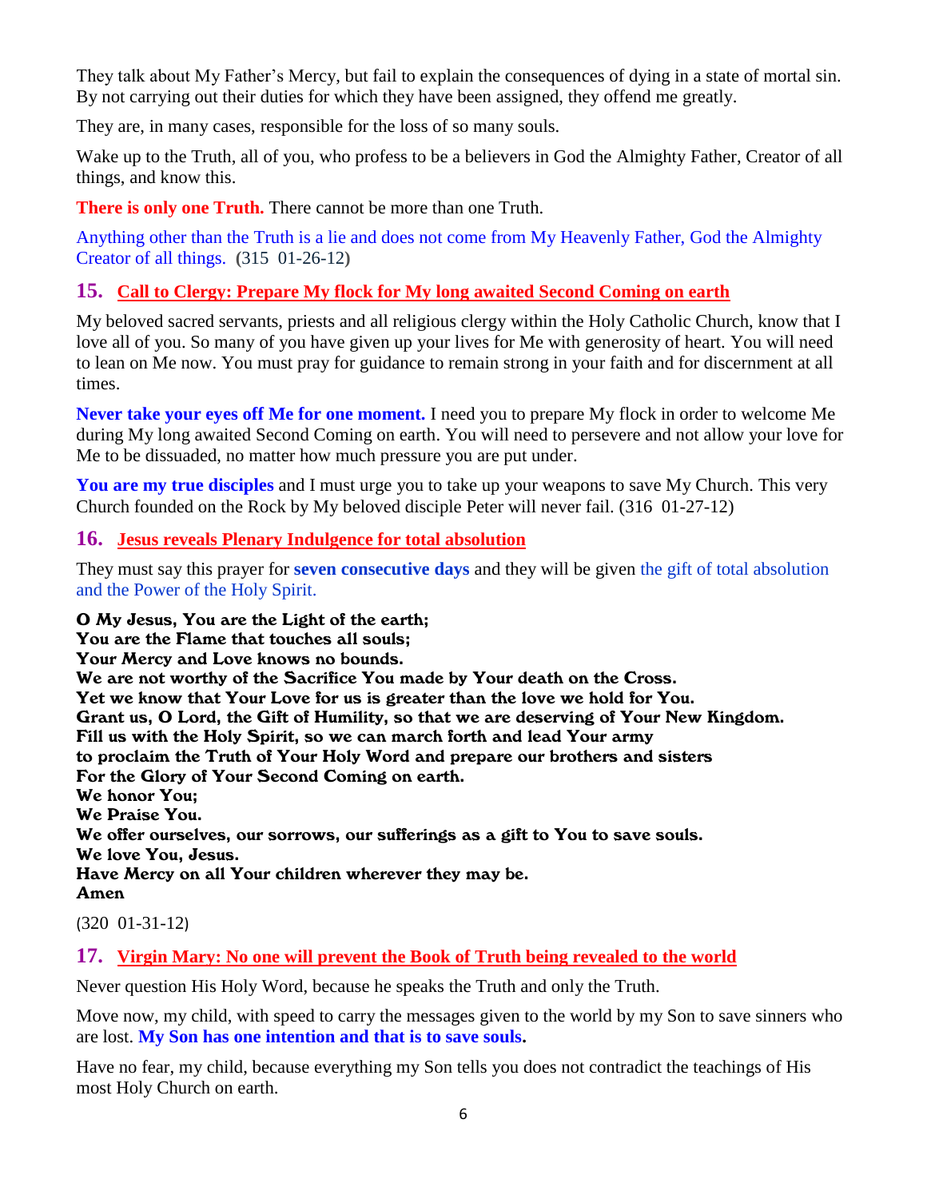They talk about My Father's Mercy, but fail to explain the consequences of dying in a state of mortal sin. By not carrying out their duties for which they have been assigned, they offend me greatly.

They are, in many cases, responsible for the loss of so many souls.

Wake up to the Truth, all of you, who profess to be a believers in God the Almighty Father, Creator of all things, and know this.

**There is only one Truth.** There cannot be more than one Truth.

Anything other than the Truth is a lie and does not come from My Heavenly Father, God the Almighty Creator of all things. (315 01-26-12)

## 15. Call to Clergy: Prepare My flock for My long awaited Second Coming on earth

My beloved sacred servants, priests and all religious clergy within the Holy Catholic Church, know that I love all of you. So many of you have given up your lives for Me with generosity of heart. You will need to lean on Me now. You must pray for guidance to remain strong in your faith and for discernment at all times.

**Never take your eyes off Me for one moment.** I need you to prepare My flock in order to welcome Me during My long awaited Second Coming on earth. You will need to persevere and not allow your love for Me to be dissuaded, no matter how much pressure you are put under.

**You are my true disciples** and I must urge you to take up your weapons to save My Church. This very Church founded on the Rock by My beloved disciple Peter will never fail. (316 01-27-12)

## 16. Jesus reveals Plenary Indulgence for total absolution

They must say this prayer for **seven consecutive days** and they will be given the gift of total absolution and the Power of the Holy Spirit.

**O My Jesus, You are the Light of the earth;**
**You are the Flame that touches all souls;**
**Your Mercy and Love knows no bounds.**
**We are not worthy of the Sacrifice You made by Your death on the Cross.**
**Yet we know that Your Love for us is greater than the love we hold for You.**
**Grant us, O Lord, the Gift of Humility, so that we are deserving of Your New Kingdom.**
**Fill us with the Holy Spirit, so we can march forth and lead Your army**
**to proclaim the Truth of Your Holy Word and prepare our brothers and sisters**
**For the Glory of Your Second Coming on earth.**
**We honor You;**
**We Praise You.**
**We offer ourselves, our sorrows, our sufferings as a gift to You to save souls.**
**We love You, Jesus.**
**Have Mercy on all Your children wherever they may be.**
**Amen**

(320 01-31-12)

## 17. Virgin Mary: No one will prevent the Book of Truth being revealed to the world

Never question His Holy Word, because he speaks the Truth and only the Truth.

Move now, my child, with speed to carry the messages given to the world by my Son to save sinners who are lost. **My Son has one intention and that is to save souls.**

Have no fear, my child, because everything my Son tells you does not contradict the teachings of His most Holy Church on earth.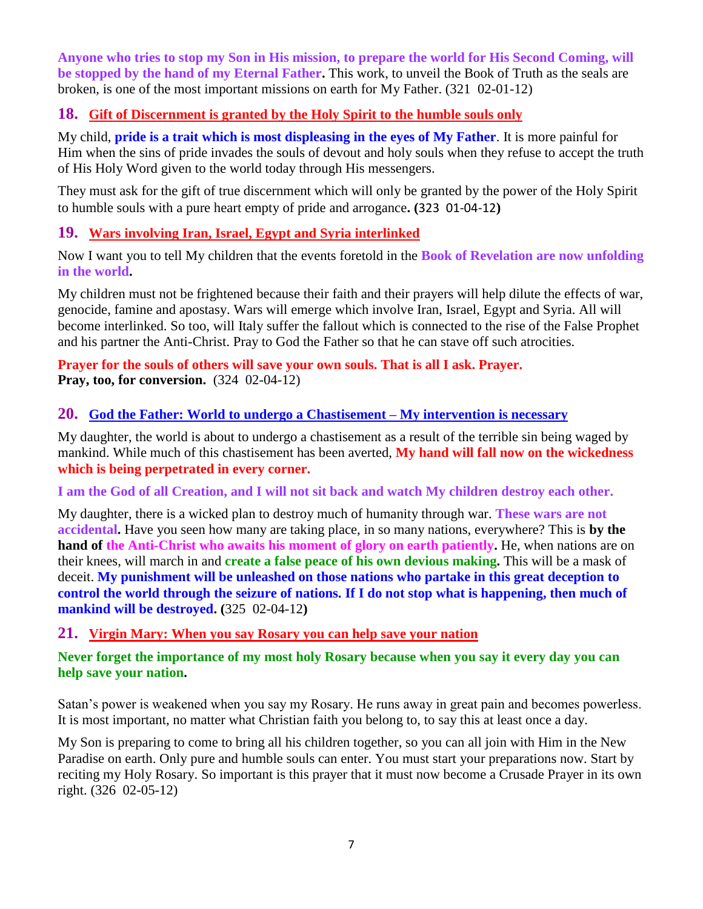**Anyone who tries to stop my Son in His mission, to prepare the world for His Second Coming, will be stopped by the hand of my Eternal Father.** This work, to unveil the Book of Truth as the seals are broken, is one of the most important missions on earth for My Father. (321 02-01-12)

## 18. Gift of Discernment is granted by the Holy Spirit to the humble souls only

My child, **pride is a trait which is most displeasing in the eyes of My Father**. It is more painful for Him when the sins of pride invades the souls of devout and holy souls when they refuse to accept the truth of His Holy Word given to the world today through His messengers.

They must ask for the gift of true discernment which will only be granted by the power of the Holy Spirit to humble souls with a pure heart empty of pride and arrogance**. (**323 01-04-12**)**

## 19. Wars involving Iran, Israel, Egypt and Syria interlinked

Now I want you to tell My children that the events foretold in the **Book of Revelation are now unfolding in the world.**

My children must not be frightened because their faith and their prayers will help dilute the effects of war, genocide, famine and apostasy. Wars will emerge which involve Iran, Israel, Egypt and Syria. All will become interlinked. So too, will Italy suffer the fallout which is connected to the rise of the False Prophet and his partner the Anti-Christ. Pray to God the Father so that he can stave off such atrocities.

**Prayer for the souls of others will save your own souls. That is all I ask. Prayer.**
**Pray, too, for conversion.** (324 02-04-12)

## 20. God the Father: World to undergo a Chastisement – My intervention is necessary

My daughter, the world is about to undergo a chastisement as a result of the terrible sin being waged by mankind. While much of this chastisement has been averted, **My hand will fall now on the wickedness which is being perpetrated in every corner.**

**I am the God of all Creation, and I will not sit back and watch My children destroy each other.**

My daughter, there is a wicked plan to destroy much of humanity through war. **These wars are not accidental.** Have you seen how many are taking place, in so many nations, everywhere? This is **by the hand of the Anti-Christ who awaits his moment of glory on earth patiently.** He, when nations are on their knees, will march in and **create a false peace of his own devious making.** This will be a mask of deceit. **My punishment will be unleashed on those nations who partake in this great deception to control the world through the seizure of nations. If I do not stop what is happening, then much of mankind will be destroyed. (**325 02-04-12**)**

## 21. Virgin Mary: When you say Rosary you can help save your nation

**Never forget the importance of my most holy Rosary because when you say it every day you can help save your nation.**

Satan's power is weakened when you say my Rosary. He runs away in great pain and becomes powerless. It is most important, no matter what Christian faith you belong to, to say this at least once a day.

My Son is preparing to come to bring all his children together, so you can all join with Him in the New Paradise on earth. Only pure and humble souls can enter. You must start your preparations now. Start by reciting my Holy Rosary. So important is this prayer that it must now become a Crusade Prayer in its own right. (326 02-05-12)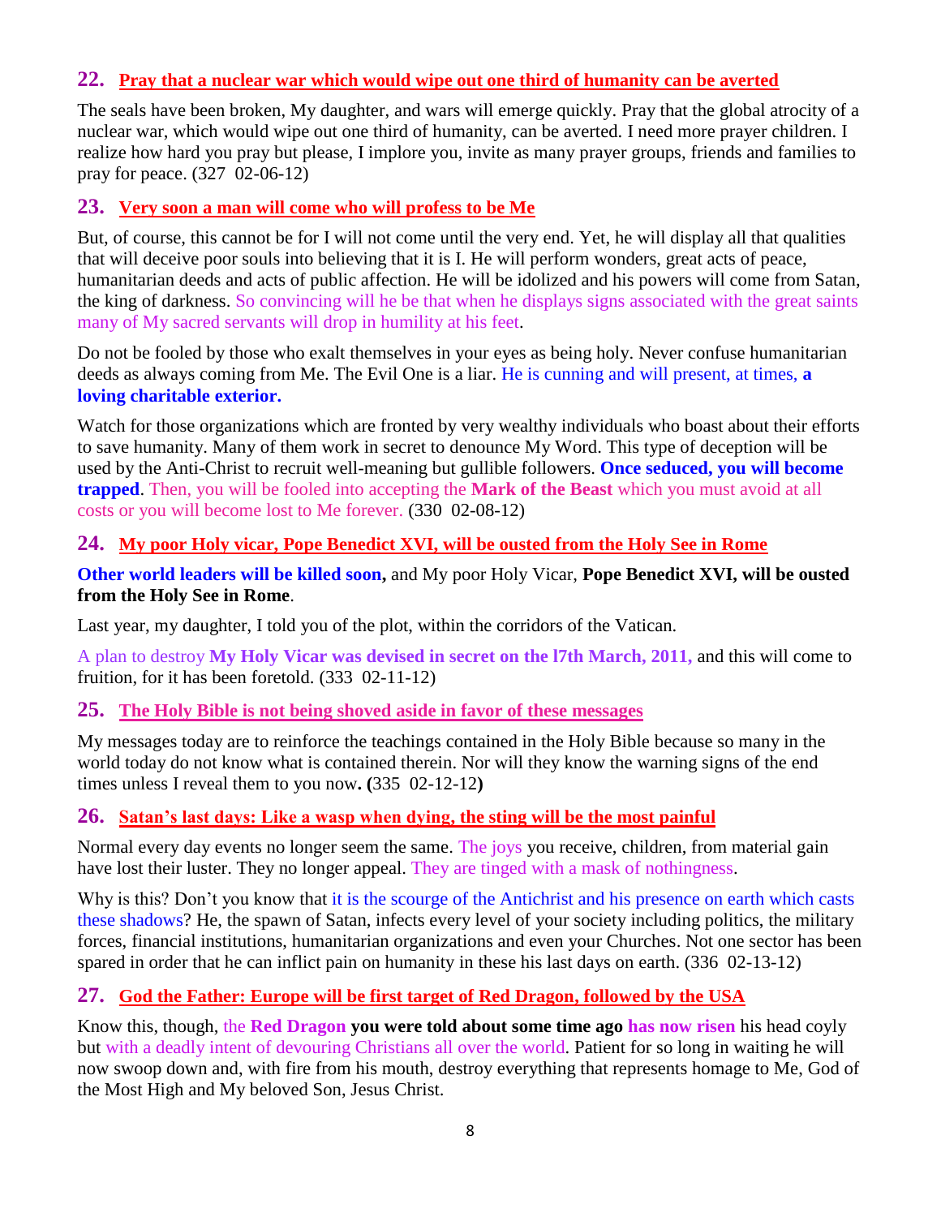## 22. Pray that a nuclear war which would wipe out one third of humanity can be averted

The seals have been broken, My daughter, and wars will emerge quickly. Pray that the global atrocity of a nuclear war, which would wipe out one third of humanity, can be averted. I need more prayer children. I realize how hard you pray but please, I implore you, invite as many prayer groups, friends and families to pray for peace. (327 02-06-12)

## 23. Very soon a man will come who will profess to be Me

But, of course, this cannot be for I will not come until the very end. Yet, he will display all that qualities that will deceive poor souls into believing that it is I. He will perform wonders, great acts of peace, humanitarian deeds and acts of public affection. He will be idolized and his powers will come from Satan, the king of darkness. So convincing will he be that when he displays signs associated with the great saints many of My sacred servants will drop in humility at his feet.

Do not be fooled by those who exalt themselves in your eyes as being holy. Never confuse humanitarian deeds as always coming from Me. The Evil One is a liar. He is cunning and will present, at times, **a loving charitable exterior.**

Watch for those organizations which are fronted by very wealthy individuals who boast about their efforts to save humanity. Many of them work in secret to denounce My Word. This type of deception will be used by the Anti-Christ to recruit well-meaning but gullible followers. **Once seduced, you will become trapped**. Then, you will be fooled into accepting the **Mark of the Beast** which you must avoid at all costs or you will become lost to Me forever. (330 02-08-12)

## 24. My poor Holy vicar, Pope Benedict XVI, will be ousted from the Holy See in Rome

**Other world leaders will be killed soon,** and My poor Holy Vicar, **Pope Benedict XVI, will be ousted from the Holy See in Rome**.

Last year, my daughter, I told you of the plot, within the corridors of the Vatican.

A plan to destroy **My Holy Vicar was devised in secret on the l7th March, 2011,** and this will come to fruition, for it has been foretold. (333 02-11-12)

## 25. The Holy Bible is not being shoved aside in favor of these messages

My messages today are to reinforce the teachings contained in the Holy Bible because so many in the world today do not know what is contained therein. Nor will they know the warning signs of the end times unless I reveal them to you now**. (**335 02-12-12**)**

## 26. Satan's last days: Like a wasp when dying, the sting will be the most painful

Normal every day events no longer seem the same. The joys you receive, children, from material gain have lost their luster. They no longer appeal. They are tinged with a mask of nothingness.

Why is this? Don't you know that it is the scourge of the Antichrist and his presence on earth which casts these shadows? He, the spawn of Satan, infects every level of your society including politics, the military forces, financial institutions, humanitarian organizations and even your Churches. Not one sector has been spared in order that he can inflict pain on humanity in these his last days on earth. (336 02-13-12)

## 27. God the Father: Europe will be first target of Red Dragon, followed by the USA

Know this, though, the **Red Dragon you were told about some time ago has now risen** his head coyly but with a deadly intent of devouring Christians all over the world. Patient for so long in waiting he will now swoop down and, with fire from his mouth, destroy everything that represents homage to Me, God of the Most High and My beloved Son, Jesus Christ.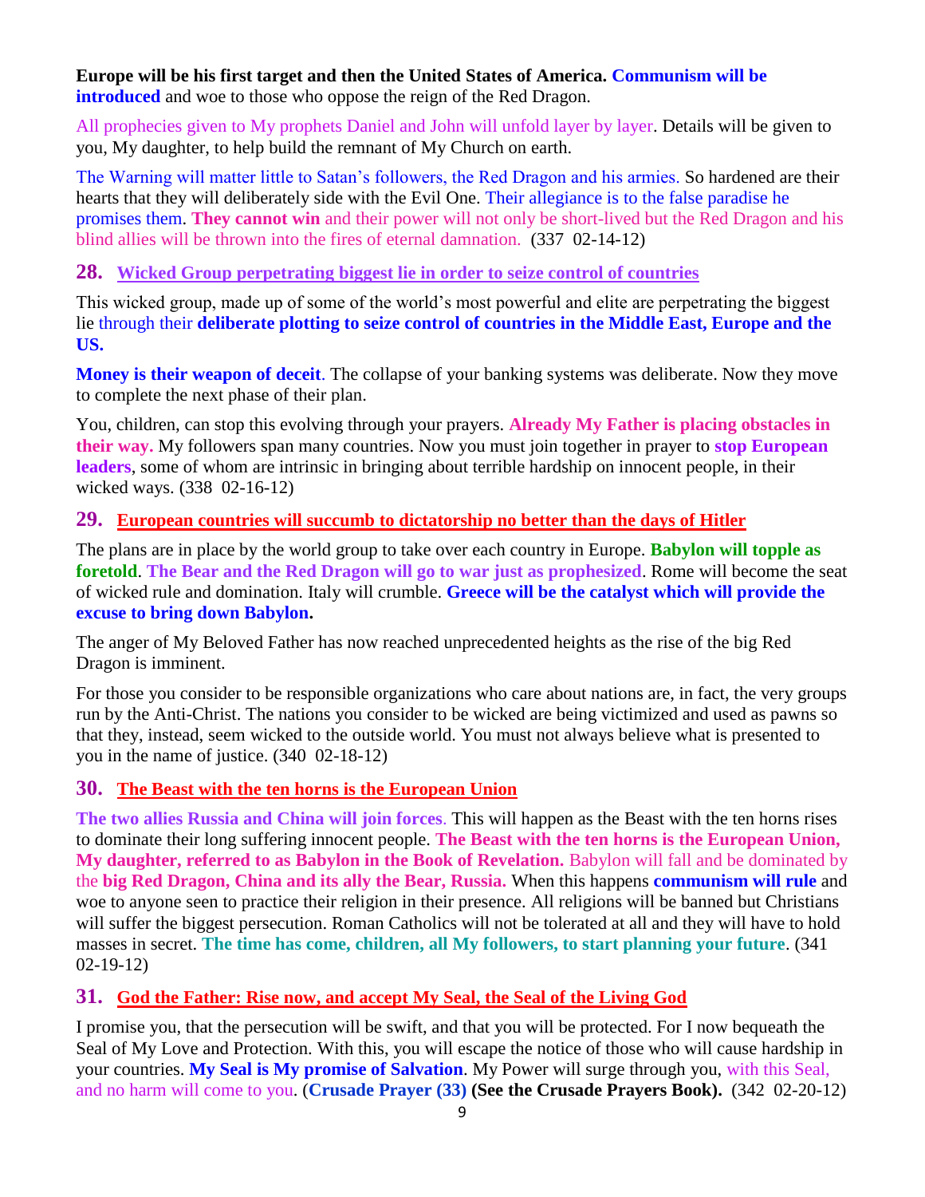**Europe will be his first target and then the United States of America. Communism will be introduced** and woe to those who oppose the reign of the Red Dragon.

All prophecies given to My prophets Daniel and John will unfold layer by layer. Details will be given to you, My daughter, to help build the remnant of My Church on earth.

The Warning will matter little to Satan's followers, the Red Dragon and his armies. So hardened are their hearts that they will deliberately side with the Evil One. Their allegiance is to the false paradise he promises them. **They cannot win** and their power will not only be short-lived but the Red Dragon and his blind allies will be thrown into the fires of eternal damnation. (337 02-14-12)

## 28. Wicked Group perpetrating biggest lie in order to seize control of countries

This wicked group, made up of some of the world's most powerful and elite are perpetrating the biggest lie through their **deliberate plotting to seize control of countries in the Middle East, Europe and the US.**

**Money is their weapon of deceit**. The collapse of your banking systems was deliberate. Now they move to complete the next phase of their plan.

You, children, can stop this evolving through your prayers. **Already My Father is placing obstacles in their way.** My followers span many countries. Now you must join together in prayer to **stop European leaders**, some of whom are intrinsic in bringing about terrible hardship on innocent people, in their wicked ways. (338 02-16-12)

## 29. European countries will succumb to dictatorship no better than the days of Hitler

The plans are in place by the world group to take over each country in Europe. **Babylon will topple as foretold**. **The Bear and the Red Dragon will go to war just as prophesized**. Rome will become the seat of wicked rule and domination. Italy will crumble. **Greece will be the catalyst which will provide the excuse to bring down Babylon.**

The anger of My Beloved Father has now reached unprecedented heights as the rise of the big Red Dragon is imminent.

For those you consider to be responsible organizations who care about nations are, in fact, the very groups run by the Anti-Christ. The nations you consider to be wicked are being victimized and used as pawns so that they, instead, seem wicked to the outside world. You must not always believe what is presented to you in the name of justice. (340 02-18-12)

## 30. The Beast with the ten horns is the European Union

**The two allies Russia and China will join forces**. This will happen as the Beast with the ten horns rises to dominate their long suffering innocent people. **The Beast with the ten horns is the European Union, My daughter, referred to as Babylon in the Book of Revelation.** Babylon will fall and be dominated by the **big Red Dragon, China and its ally the Bear, Russia.** When this happens **communism will rule** and woe to anyone seen to practice their religion in their presence. All religions will be banned but Christians will suffer the biggest persecution. Roman Catholics will not be tolerated at all and they will have to hold masses in secret. **The time has come, children, all My followers, to start planning your future**. (341 02-19-12)

## 31. God the Father: Rise now, and accept My Seal, the Seal of the Living God

I promise you, that the persecution will be swift, and that you will be protected. For I now bequeath the Seal of My Love and Protection. With this, you will escape the notice of those who will cause hardship in your countries. **My Seal is My promise of Salvation**. My Power will surge through you, with this Seal, and no harm will come to you. (**Crusade Prayer (33) (See the Crusade Prayers Book).** (342 02-20-12)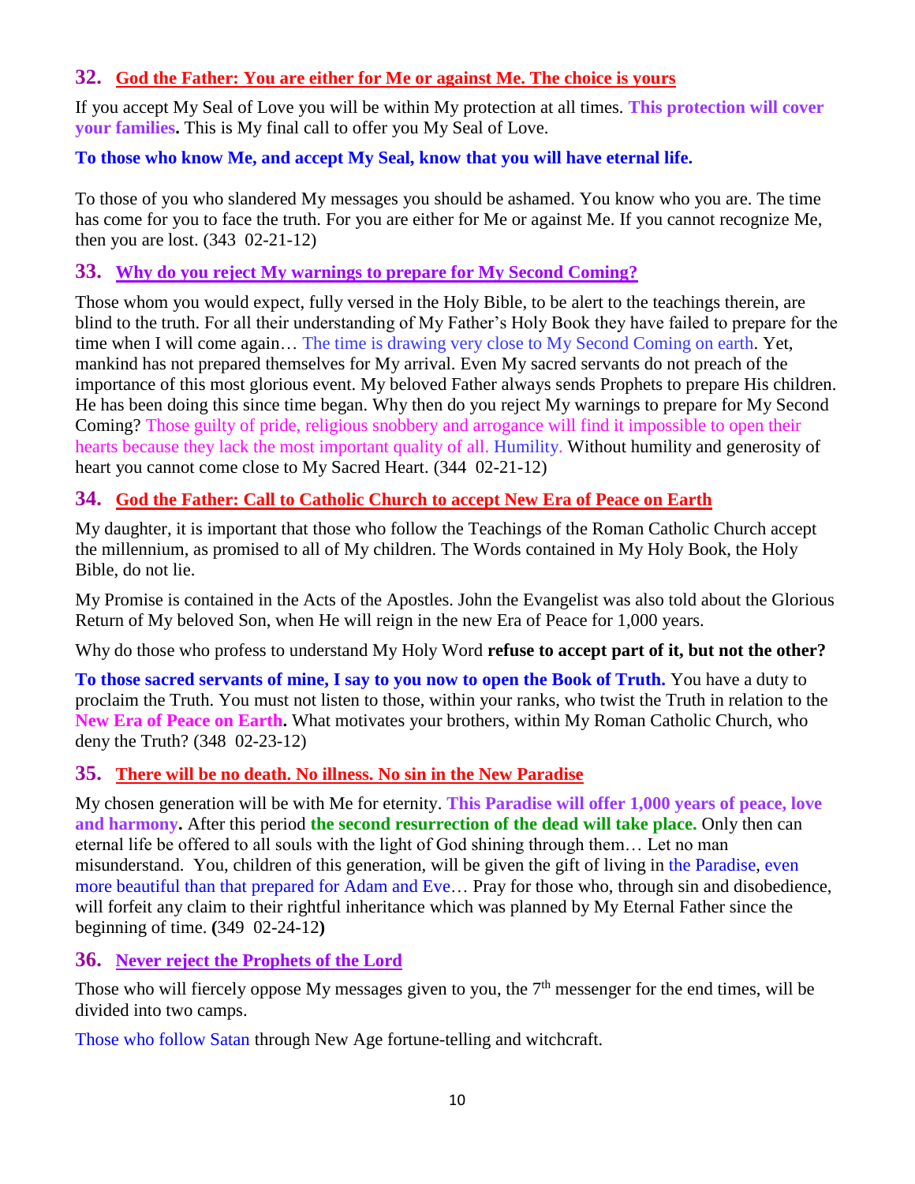## 32. God the Father: You are either for Me or against Me. The choice is yours

If you accept My Seal of Love you will be within My protection at all times. **This protection will cover your families.** This is My final call to offer you My Seal of Love.

**To those who know Me, and accept My Seal, know that you will have eternal life.**

To those of you who slandered My messages you should be ashamed. You know who you are. The time has come for you to face the truth. For you are either for Me or against Me. If you cannot recognize Me, then you are lost. (343 02-21-12)

## 33. Why do you reject My warnings to prepare for My Second Coming?

Those whom you would expect, fully versed in the Holy Bible, to be alert to the teachings therein, are blind to the truth. For all their understanding of My Father's Holy Book they have failed to prepare for the time when I will come again… The time is drawing very close to My Second Coming on earth. Yet, mankind has not prepared themselves for My arrival. Even My sacred servants do not preach of the importance of this most glorious event. My beloved Father always sends Prophets to prepare His children. He has been doing this since time began. Why then do you reject My warnings to prepare for My Second Coming? Those guilty of pride, religious snobbery and arrogance will find it impossible to open their hearts because they lack the most important quality of all. Humility. Without humility and generosity of heart you cannot come close to My Sacred Heart. (344 02-21-12)

## 34. God the Father: Call to Catholic Church to accept New Era of Peace on Earth

My daughter, it is important that those who follow the Teachings of the Roman Catholic Church accept the millennium, as promised to all of My children. The Words contained in My Holy Book, the Holy Bible, do not lie.

My Promise is contained in the Acts of the Apostles. John the Evangelist was also told about the Glorious Return of My beloved Son, when He will reign in the new Era of Peace for 1,000 years.

Why do those who profess to understand My Holy Word **refuse to accept part of it, but not the other?**

**To those sacred servants of mine, I say to you now to open the Book of Truth.** You have a duty to proclaim the Truth. You must not listen to those, within your ranks, who twist the Truth in relation to the **New Era of Peace on Earth.** What motivates your brothers, within My Roman Catholic Church, who deny the Truth? (348 02-23-12)

## 35. There will be no death. No illness. No sin in the New Paradise

My chosen generation will be with Me for eternity. **This Paradise will offer 1,000 years of peace, love and harmony.** After this period **the second resurrection of the dead will take place.** Only then can eternal life be offered to all souls with the light of God shining through them… Let no man misunderstand. You, children of this generation, will be given the gift of living in the Paradise, even more beautiful than that prepared for Adam and Eve… Pray for those who, through sin and disobedience, will forfeit any claim to their rightful inheritance which was planned by My Eternal Father since the beginning of time. **(**349 02-24-12**)**

## 36. Never reject the Prophets of the Lord

Those who will fiercely oppose My messages given to you, the 7th messenger for the end times, will be divided into two camps.

Those who follow Satan through New Age fortune-telling and witchcraft.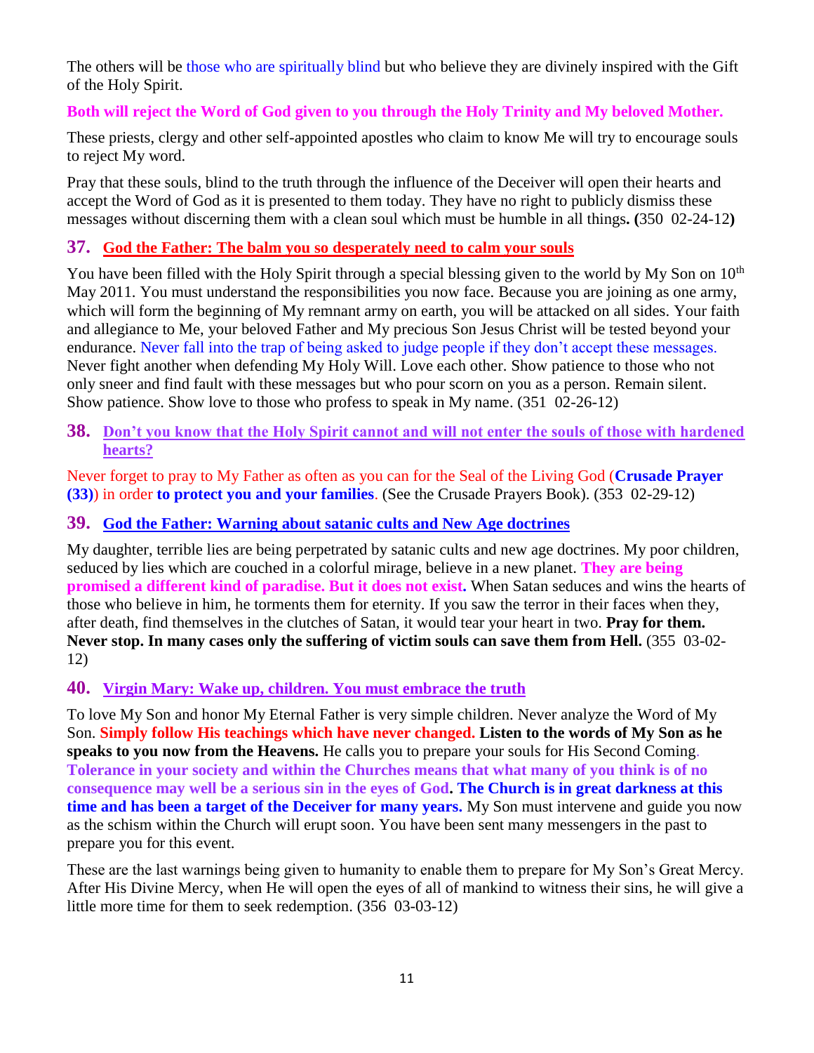The others will be those who are spiritually blind but who believe they are divinely inspired with the Gift of the Holy Spirit.

**Both will reject the Word of God given to you through the Holy Trinity and My beloved Mother.**

These priests, clergy and other self-appointed apostles who claim to know Me will try to encourage souls to reject My word.

Pray that these souls, blind to the truth through the influence of the Deceiver will open their hearts and accept the Word of God as it is presented to them today. They have no right to publicly dismiss these messages without discerning them with a clean soul which must be humble in all things**. (**350 02-24-12**)**

## 37. God the Father: The balm you so desperately need to calm your souls

You have been filled with the Holy Spirit through a special blessing given to the world by My Son on 10th May 2011. You must understand the responsibilities you now face. Because you are joining as one army, which will form the beginning of My remnant army on earth, you will be attacked on all sides. Your faith and allegiance to Me, your beloved Father and My precious Son Jesus Christ will be tested beyond your endurance. Never fall into the trap of being asked to judge people if they don't accept these messages. Never fight another when defending My Holy Will. Love each other. Show patience to those who not only sneer and find fault with these messages but who pour scorn on you as a person. Remain silent. Show patience. Show love to those who profess to speak in My name. (351 02-26-12)

## 38. Don't you know that the Holy Spirit cannot and will not enter the souls of those with hardened hearts?

Never forget to pray to My Father as often as you can for the Seal of the Living God (**Crusade Prayer (33)**) in order **to protect you and your families**. (See the Crusade Prayers Book). (353 02-29-12)

## 39. God the Father: Warning about satanic cults and New Age doctrines

My daughter, terrible lies are being perpetrated by satanic cults and new age doctrines. My poor children, seduced by lies which are couched in a colorful mirage, believe in a new planet. **They are being promised a different kind of paradise. But it does not exist.** When Satan seduces and wins the hearts of those who believe in him, he torments them for eternity. If you saw the terror in their faces when they, after death, find themselves in the clutches of Satan, it would tear your heart in two. **Pray for them. Never stop. In many cases only the suffering of victim souls can save them from Hell.** (355 03-02-12)

## 40. Virgin Mary: Wake up, children. You must embrace the truth

To love My Son and honor My Eternal Father is very simple children. Never analyze the Word of My Son. **Simply follow His teachings which have never changed. Listen to the words of My Son as he speaks to you now from the Heavens.** He calls you to prepare your souls for His Second Coming. **Tolerance in your society and within the Churches means that what many of you think is of no consequence may well be a serious sin in the eyes of God. The Church is in great darkness at this time and has been a target of the Deceiver for many years.** My Son must intervene and guide you now as the schism within the Church will erupt soon. You have been sent many messengers in the past to prepare you for this event.

These are the last warnings being given to humanity to enable them to prepare for My Son's Great Mercy. After His Divine Mercy, when He will open the eyes of all of mankind to witness their sins, he will give a little more time for them to seek redemption. (356 03-03-12)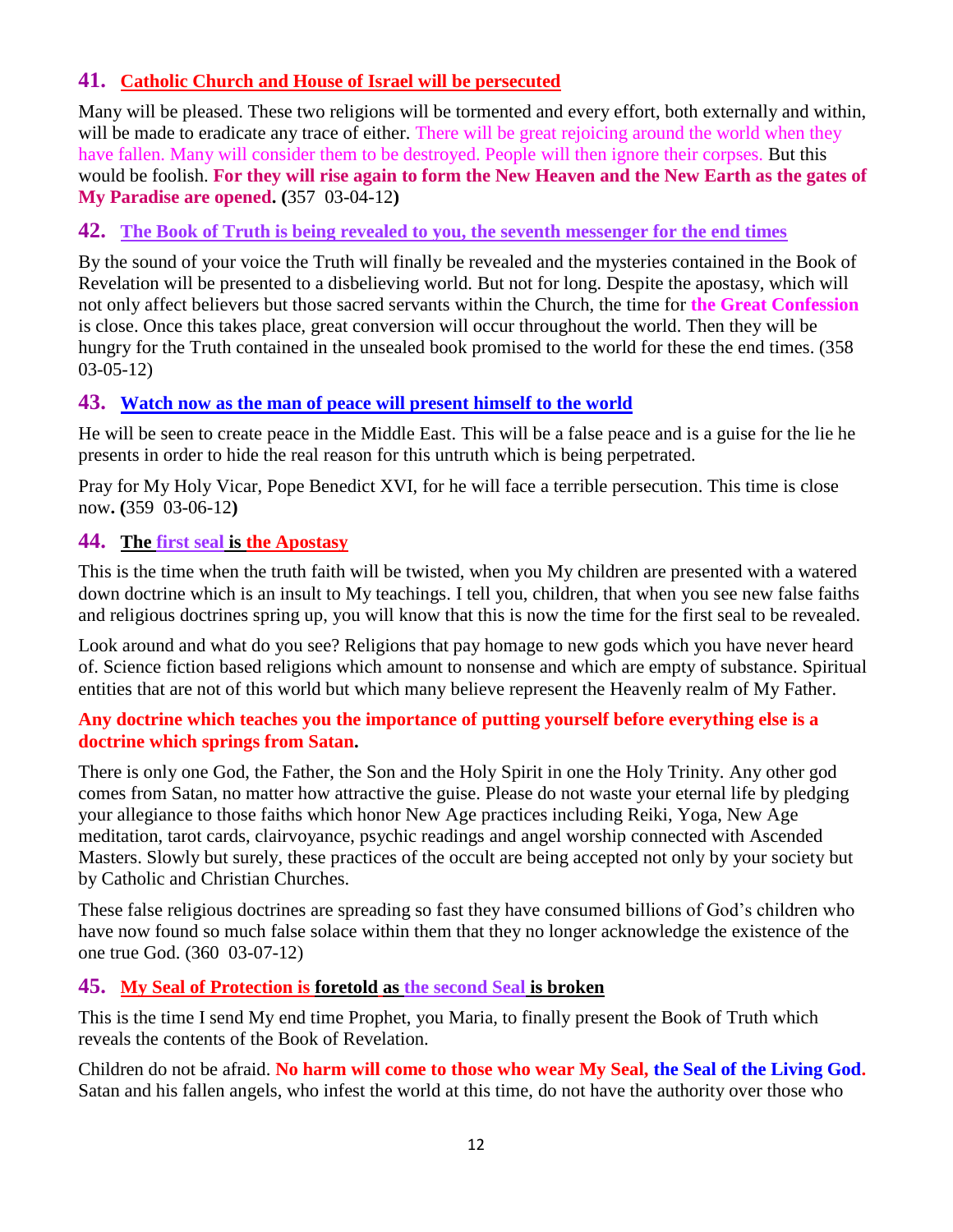## 41. Catholic Church and House of Israel will be persecuted

Many will be pleased. These two religions will be tormented and every effort, both externally and within, will be made to eradicate any trace of either. There will be great rejoicing around the world when they have fallen. Many will consider them to be destroyed. People will then ignore their corpses. But this would be foolish. **For they will rise again to form the New Heaven and the New Earth as the gates of My Paradise are opened. (**357 03-04-12**)**

## 42. The Book of Truth is being revealed to you, the seventh messenger for the end times

By the sound of your voice the Truth will finally be revealed and the mysteries contained in the Book of Revelation will be presented to a disbelieving world. But not for long. Despite the apostasy, which will not only affect believers but those sacred servants within the Church, the time for **the Great Confession** is close. Once this takes place, great conversion will occur throughout the world. Then they will be hungry for the Truth contained in the unsealed book promised to the world for these the end times. (358 03-05-12)

## 43. Watch now as the man of peace will present himself to the world

He will be seen to create peace in the Middle East. This will be a false peace and is a guise for the lie he presents in order to hide the real reason for this untruth which is being perpetrated.

Pray for My Holy Vicar, Pope Benedict XVI, for he will face a terrible persecution. This time is close now**. (**359 03-06-12**)**

## 44. The first seal is the Apostasy

This is the time when the truth faith will be twisted, when you My children are presented with a watered down doctrine which is an insult to My teachings. I tell you, children, that when you see new false faiths and religious doctrines spring up, you will know that this is now the time for the first seal to be revealed.

Look around and what do you see? Religions that pay homage to new gods which you have never heard of. Science fiction based religions which amount to nonsense and which are empty of substance. Spiritual entities that are not of this world but which many believe represent the Heavenly realm of My Father.

**Any doctrine which teaches you the importance of putting yourself before everything else is a doctrine which springs from Satan.**

There is only one God, the Father, the Son and the Holy Spirit in one the Holy Trinity. Any other god comes from Satan, no matter how attractive the guise. Please do not waste your eternal life by pledging your allegiance to those faiths which honor New Age practices including Reiki, Yoga, New Age meditation, tarot cards, clairvoyance, psychic readings and angel worship connected with Ascended Masters. Slowly but surely, these practices of the occult are being accepted not only by your society but by Catholic and Christian Churches.

These false religious doctrines are spreading so fast they have consumed billions of God's children who have now found so much false solace within them that they no longer acknowledge the existence of the one true God. (360 03-07-12)

## 45. My Seal of Protection is foretold as the second Seal is broken

This is the time I send My end time Prophet, you Maria, to finally present the Book of Truth which reveals the contents of the Book of Revelation.

Children do not be afraid. **No harm will come to those who wear My Seal, the Seal of the Living God.** Satan and his fallen angels, who infest the world at this time, do not have the authority over those who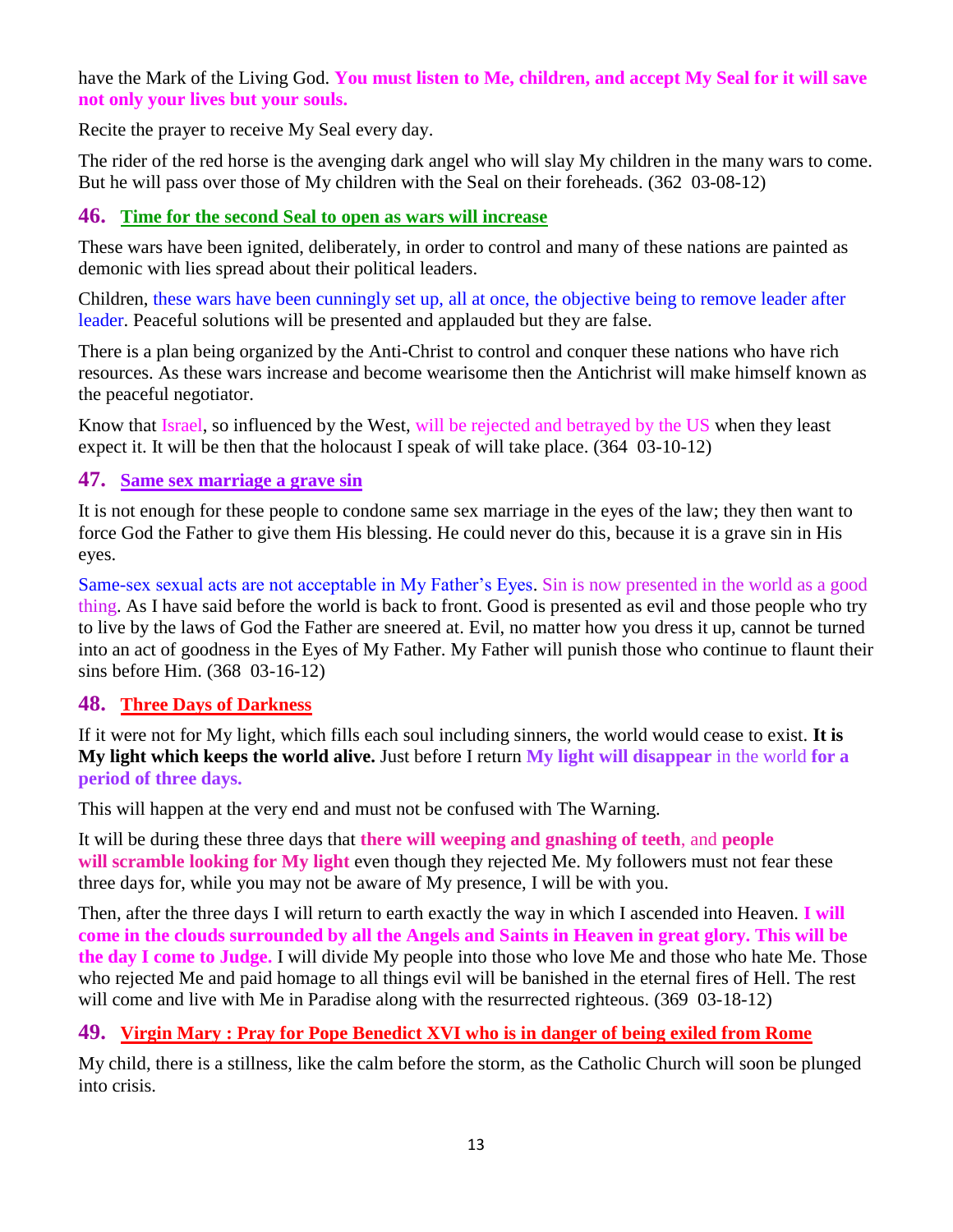have the Mark of the Living God. **You must listen to Me, children, and accept My Seal for it will save not only your lives but your souls.**

Recite the prayer to receive My Seal every day.

The rider of the red horse is the avenging dark angel who will slay My children in the many wars to come. But he will pass over those of My children with the Seal on their foreheads. (362 03-08-12)

## 46. Time for the second Seal to open as wars will increase

These wars have been ignited, deliberately, in order to control and many of these nations are painted as demonic with lies spread about their political leaders.

Children, these wars have been cunningly set up, all at once, the objective being to remove leader after leader. Peaceful solutions will be presented and applauded but they are false.

There is a plan being organized by the Anti-Christ to control and conquer these nations who have rich resources. As these wars increase and become wearisome then the Antichrist will make himself known as the peaceful negotiator.

Know that Israel, so influenced by the West, will be rejected and betrayed by the US when they least expect it. It will be then that the holocaust I speak of will take place. (364 03-10-12)

## 47. Same sex marriage a grave sin

It is not enough for these people to condone same sex marriage in the eyes of the law; they then want to force God the Father to give them His blessing. He could never do this, because it is a grave sin in His eyes.

Same-sex sexual acts are not acceptable in My Father's Eyes. Sin is now presented in the world as a good thing. As I have said before the world is back to front. Good is presented as evil and those people who try to live by the laws of God the Father are sneered at. Evil, no matter how you dress it up, cannot be turned into an act of goodness in the Eyes of My Father. My Father will punish those who continue to flaunt their sins before Him. (368 03-16-12)

## 48. Three Days of Darkness

If it were not for My light, which fills each soul including sinners, the world would cease to exist. **It is My light which keeps the world alive.** Just before I return **My light will disappear** in the world **for a period of three days.**

This will happen at the very end and must not be confused with The Warning.

It will be during these three days that **there will weeping and gnashing of teeth**, and **people will scramble looking for My light** even though they rejected Me. My followers must not fear these three days for, while you may not be aware of My presence, I will be with you.

Then, after the three days I will return to earth exactly the way in which I ascended into Heaven. **I will come in the clouds surrounded by all the Angels and Saints in Heaven in great glory. This will be the day I come to Judge.** I will divide My people into those who love Me and those who hate Me. Those who rejected Me and paid homage to all things evil will be banished in the eternal fires of Hell. The rest will come and live with Me in Paradise along with the resurrected righteous. (369 03-18-12)

## 49. Virgin Mary : Pray for Pope Benedict XVI who is in danger of being exiled from Rome

My child, there is a stillness, like the calm before the storm, as the Catholic Church will soon be plunged into crisis.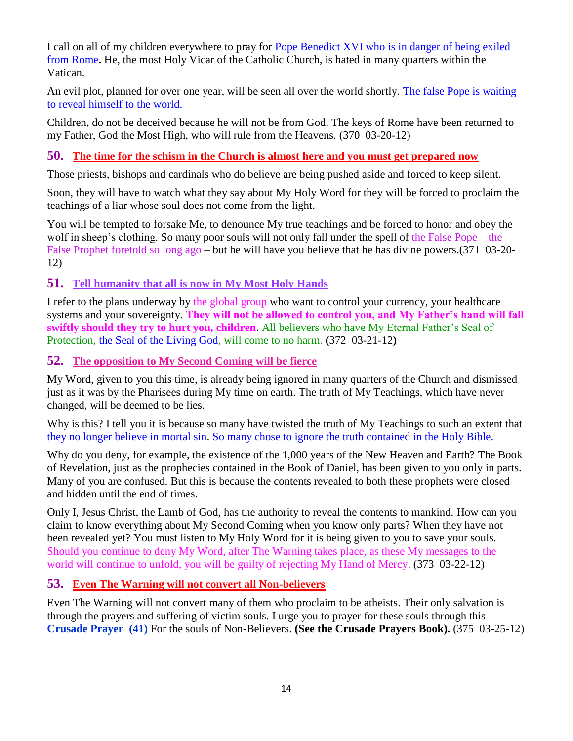I call on all of my children everywhere to pray for Pope Benedict XVI who is in danger of being exiled from Rome**.** He, the most Holy Vicar of the Catholic Church, is hated in many quarters within the Vatican.

An evil plot, planned for over one year, will be seen all over the world shortly. The false Pope is waiting to reveal himself to the world.

Children, do not be deceived because he will not be from God. The keys of Rome have been returned to my Father, God the Most High, who will rule from the Heavens. (370 03-20-12)

## 50. The time for the schism in the Church is almost here and you must get prepared now

Those priests, bishops and cardinals who do believe are being pushed aside and forced to keep silent.

Soon, they will have to watch what they say about My Holy Word for they will be forced to proclaim the teachings of a liar whose soul does not come from the light.

You will be tempted to forsake Me, to denounce My true teachings and be forced to honor and obey the wolf in sheep's clothing. So many poor souls will not only fall under the spell of the False Pope – the False Prophet foretold so long ago – but he will have you believe that he has divine powers.(371 03-20-12)

## 51. Tell humanity that all is now in My Most Holy Hands

I refer to the plans underway by the global group who want to control your currency, your healthcare systems and your sovereignty. **They will not be allowed to control you, and My Father's hand will fall swiftly should they try to hurt you, children**. All believers who have My Eternal Father's Seal of Protection, the Seal of the Living God, will come to no harm. **(**372 03-21-12**)**

## 52. The opposition to My Second Coming will be fierce

My Word, given to you this time, is already being ignored in many quarters of the Church and dismissed just as it was by the Pharisees during My time on earth. The truth of My Teachings, which have never changed, will be deemed to be lies.

Why is this? I tell you it is because so many have twisted the truth of My Teachings to such an extent that they no longer believe in mortal sin. So many chose to ignore the truth contained in the Holy Bible.

Why do you deny, for example, the existence of the 1,000 years of the New Heaven and Earth? The Book of Revelation, just as the prophecies contained in the Book of Daniel, has been given to you only in parts. Many of you are confused. But this is because the contents revealed to both these prophets were closed and hidden until the end of times.

Only I, Jesus Christ, the Lamb of God, has the authority to reveal the contents to mankind. How can you claim to know everything about My Second Coming when you know only parts? When they have not been revealed yet? You must listen to My Holy Word for it is being given to you to save your souls. Should you continue to deny My Word, after The Warning takes place, as these My messages to the world will continue to unfold, you will be guilty of rejecting My Hand of Mercy. (373 03-22-12)

## 53. Even The Warning will not convert all Non-believers

Even The Warning will not convert many of them who proclaim to be atheists. Their only salvation is through the prayers and suffering of victim souls. I urge you to prayer for these souls through this **Crusade Prayer (41)** For the souls of Non-Believers. **(See the Crusade Prayers Book).** (375 03-25-12)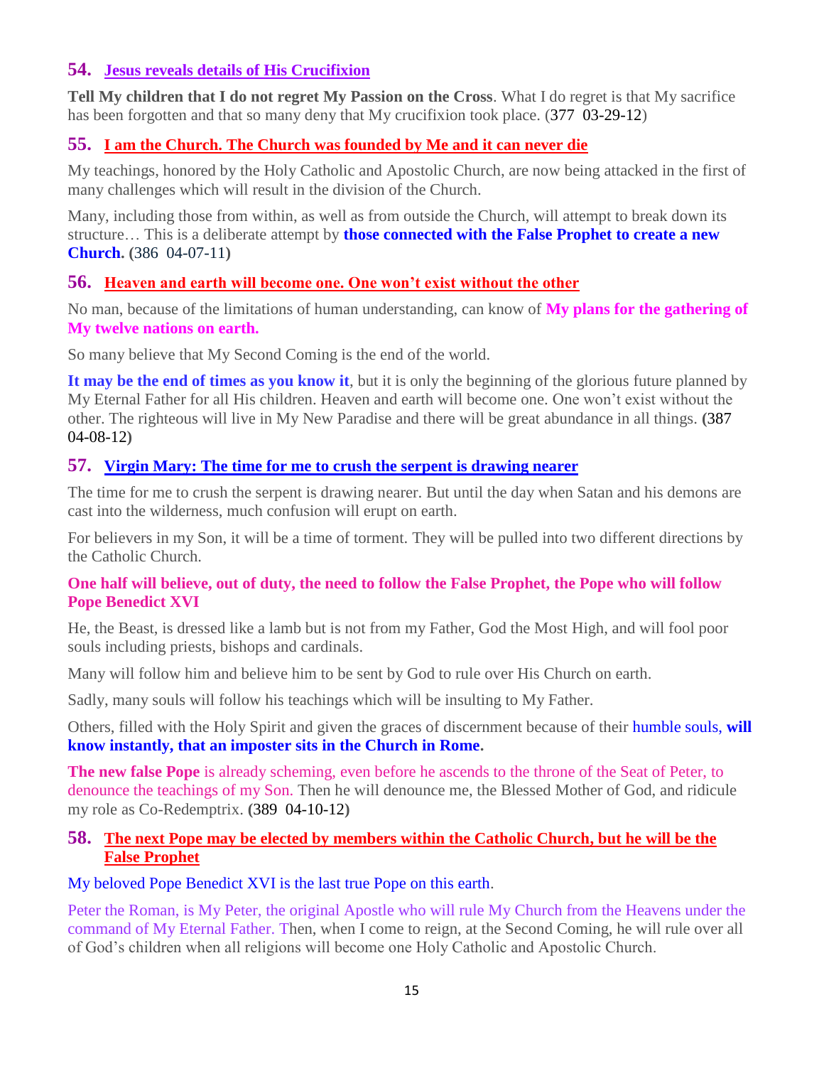## 54. Jesus reveals details of His Crucifixion

**Tell My children that I do not regret My Passion on the Cross**. What I do regret is that My sacrifice has been forgotten and that so many deny that My crucifixion took place. (377 03-29-12)

## 55. I am the Church. The Church was founded by Me and it can never die

My teachings, honored by the Holy Catholic and Apostolic Church, are now being attacked in the first of many challenges which will result in the division of the Church.

Many, including those from within, as well as from outside the Church, will attempt to break down its structure… This is a deliberate attempt by **those connected with the False Prophet to create a new Church.** (386 04-07-11)

## 56. Heaven and earth will become one. One won't exist without the other

No man, because of the limitations of human understanding, can know of **My plans for the gathering of My twelve nations on earth.**

So many believe that My Second Coming is the end of the world.

**It may be the end of times as you know it**, but it is only the beginning of the glorious future planned by My Eternal Father for all His children. Heaven and earth will become one. One won't exist without the other. The righteous will live in My New Paradise and there will be great abundance in all things. (387 04-08-12)

## 57. Virgin Mary: The time for me to crush the serpent is drawing nearer

The time for me to crush the serpent is drawing nearer. But until the day when Satan and his demons are cast into the wilderness, much confusion will erupt on earth.

For believers in my Son, it will be a time of torment. They will be pulled into two different directions by the Catholic Church.

**One half will believe, out of duty, the need to follow the False Prophet, the Pope who will follow Pope Benedict XVI**

He, the Beast, is dressed like a lamb but is not from my Father, God the Most High, and will fool poor souls including priests, bishops and cardinals.

Many will follow him and believe him to be sent by God to rule over His Church on earth.

Sadly, many souls will follow his teachings which will be insulting to My Father.

Others, filled with the Holy Spirit and given the graces of discernment because of their humble souls, **will know instantly, that an imposter sits in the Church in Rome.**

**The new false Pope** is already scheming, even before he ascends to the throne of the Seat of Peter, to denounce the teachings of my Son. Then he will denounce me, the Blessed Mother of God, and ridicule my role as Co-Redemptrix. (389 04-10-12)

## 58. The next Pope may be elected by members within the Catholic Church, but he will be the False Prophet

My beloved Pope Benedict XVI is the last true Pope on this earth.

Peter the Roman, is My Peter, the original Apostle who will rule My Church from the Heavens under the command of My Eternal Father. Then, when I come to reign, at the Second Coming, he will rule over all of God's children when all religions will become one Holy Catholic and Apostolic Church.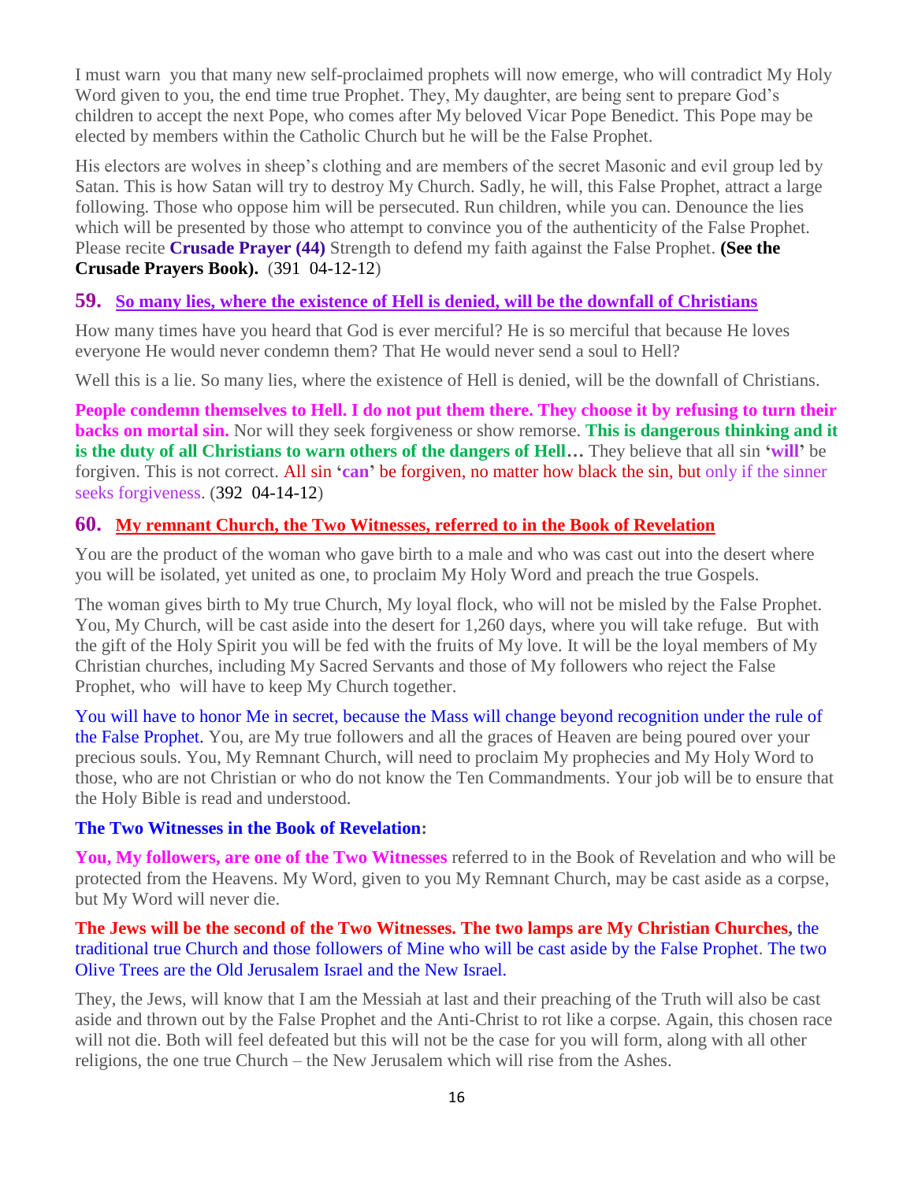I must warn you that many new self-proclaimed prophets will now emerge, who will contradict My Holy Word given to you, the end time true Prophet. They, My daughter, are being sent to prepare God's children to accept the next Pope, who comes after My beloved Vicar Pope Benedict. This Pope may be elected by members within the Catholic Church but he will be the False Prophet.

His electors are wolves in sheep's clothing and are members of the secret Masonic and evil group led by Satan. This is how Satan will try to destroy My Church. Sadly, he will, this False Prophet, attract a large following. Those who oppose him will be persecuted. Run children, while you can. Denounce the lies which will be presented by those who attempt to convince you of the authenticity of the False Prophet. Please recite **Crusade Prayer (44)** Strength to defend my faith against the False Prophet. **(See the Crusade Prayers Book).** (391 04-12-12)

## 59. So many lies, where the existence of Hell is denied, will be the downfall of Christians

How many times have you heard that God is ever merciful? He is so merciful that because He loves everyone He would never condemn them? That He would never send a soul to Hell?

Well this is a lie. So many lies, where the existence of Hell is denied, will be the downfall of Christians.

**People condemn themselves to Hell. I do not put them there. They choose it by refusing to turn their backs on mortal sin.** Nor will they seek forgiveness or show remorse. **This is dangerous thinking and it is the duty of all Christians to warn others of the dangers of Hell…** They believe that all sin '**will**' be forgiven. This is not correct. All sin '**can**' be forgiven, no matter how black the sin, but only if the sinner seeks forgiveness. (392 04-14-12)

## 60. My remnant Church, the Two Witnesses, referred to in the Book of Revelation

You are the product of the woman who gave birth to a male and who was cast out into the desert where you will be isolated, yet united as one, to proclaim My Holy Word and preach the true Gospels.

The woman gives birth to My true Church, My loyal flock, who will not be misled by the False Prophet. You, My Church, will be cast aside into the desert for 1,260 days, where you will take refuge. But with the gift of the Holy Spirit you will be fed with the fruits of My love. It will be the loyal members of My Christian churches, including My Sacred Servants and those of My followers who reject the False Prophet, who will have to keep My Church together.

You will have to honor Me in secret, because the Mass will change beyond recognition under the rule of the False Prophet. You, are My true followers and all the graces of Heaven are being poured over your precious souls. You, My Remnant Church, will need to proclaim My prophecies and My Holy Word to those, who are not Christian or who do not know the Ten Commandments. Your job will be to ensure that the Holy Bible is read and understood.

**The Two Witnesses in the Book of Revelation:**

**You, My followers, are one of the Two Witnesses** referred to in the Book of Revelation and who will be protected from the Heavens. My Word, given to you My Remnant Church, may be cast aside as a corpse, but My Word will never die.

**The Jews will be the second of the Two Witnesses. The two lamps are My Christian Churches**, the traditional true Church and those followers of Mine who will be cast aside by the False Prophet. The two Olive Trees are the Old Jerusalem Israel and the New Israel.

They, the Jews, will know that I am the Messiah at last and their preaching of the Truth will also be cast aside and thrown out by the False Prophet and the Anti-Christ to rot like a corpse. Again, this chosen race will not die. Both will feel defeated but this will not be the case for you will form, along with all other religions, the one true Church – the New Jerusalem which will rise from the Ashes.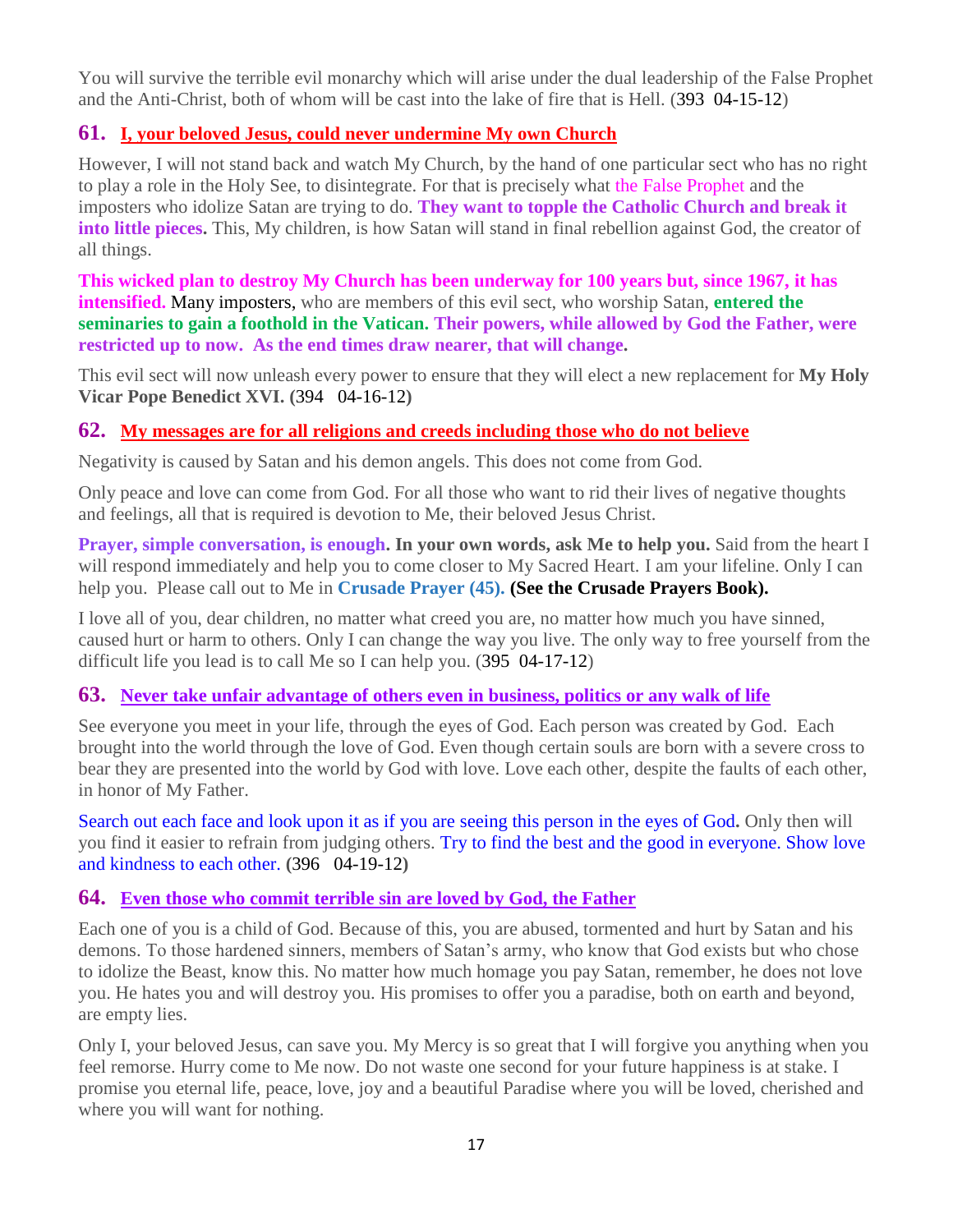You will survive the terrible evil monarchy which will arise under the dual leadership of the False Prophet and the Anti-Christ, both of whom will be cast into the lake of fire that is Hell. (393 04-15-12)

## 61. I, your beloved Jesus, could never undermine My own Church

However, I will not stand back and watch My Church, by the hand of one particular sect who has no right to play a role in the Holy See, to disintegrate. For that is precisely what the False Prophet and the imposters who idolize Satan are trying to do. **They want to topple the Catholic Church and break it into little pieces.** This, My children, is how Satan will stand in final rebellion against God, the creator of all things.

**This wicked plan to destroy My Church has been underway for 100 years but, since 1967, it has intensified.** Many imposters, who are members of this evil sect, who worship Satan, **entered the seminaries to gain a foothold in the Vatican. Their powers, while allowed by God the Father, were restricted up to now. As the end times draw nearer, that will change.**

This evil sect will now unleash every power to ensure that they will elect a new replacement for **My Holy Vicar Pope Benedict XVI. (**394 04-16-12**)**

## 62. My messages are for all religions and creeds including those who do not believe

Negativity is caused by Satan and his demon angels. This does not come from God.

Only peace and love can come from God. For all those who want to rid their lives of negative thoughts and feelings, all that is required is devotion to Me, their beloved Jesus Christ.

**Prayer, simple conversation, is enough. In your own words, ask Me to help you.** Said from the heart I will respond immediately and help you to come closer to My Sacred Heart. I am your lifeline. Only I can help you. Please call out to Me in **Crusade Prayer (45). (See the Crusade Prayers Book).**

I love all of you, dear children, no matter what creed you are, no matter how much you have sinned, caused hurt or harm to others. Only I can change the way you live. The only way to free yourself from the difficult life you lead is to call Me so I can help you. (395 04-17-12)

## 63. Never take unfair advantage of others even in business, politics or any walk of life

See everyone you meet in your life, through the eyes of God. Each person was created by God. Each brought into the world through the love of God. Even though certain souls are born with a severe cross to bear they are presented into the world by God with love. Love each other, despite the faults of each other, in honor of My Father.

Search out each face and look upon it as if you are seeing this person in the eyes of God**.** Only then will you find it easier to refrain from judging others. Try to find the best and the good in everyone. Show love and kindness to each other. **(**396 04-19-12**)**

## 64. Even those who commit terrible sin are loved by God, the Father

Each one of you is a child of God. Because of this, you are abused, tormented and hurt by Satan and his demons. To those hardened sinners, members of Satan's army, who know that God exists but who chose to idolize the Beast, know this. No matter how much homage you pay Satan, remember, he does not love you. He hates you and will destroy you. His promises to offer you a paradise, both on earth and beyond, are empty lies.

Only I, your beloved Jesus, can save you. My Mercy is so great that I will forgive you anything when you feel remorse. Hurry come to Me now. Do not waste one second for your future happiness is at stake. I promise you eternal life, peace, love, joy and a beautiful Paradise where you will be loved, cherished and where you will want for nothing.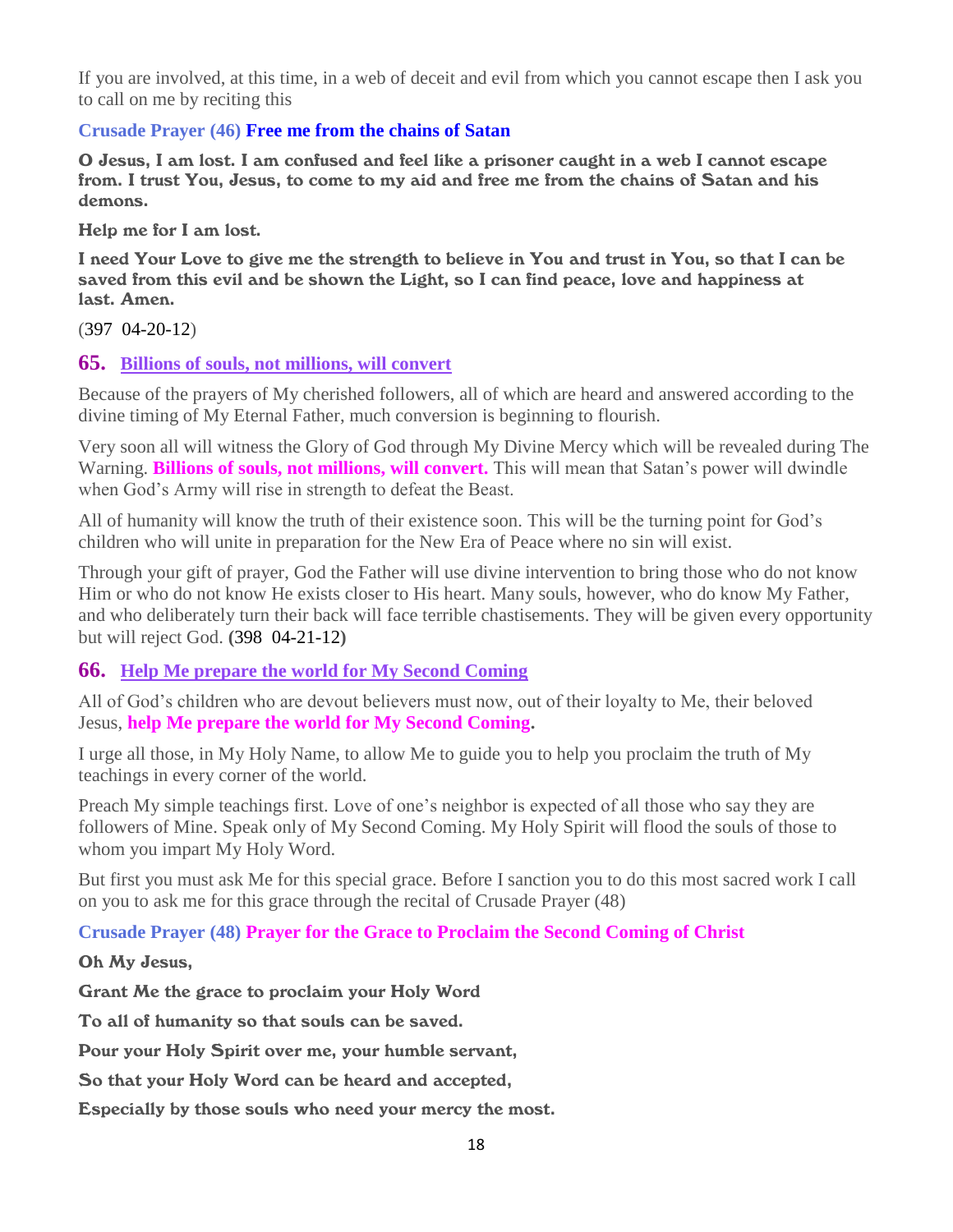If you are involved, at this time, in a web of deceit and evil from which you cannot escape then I ask you to call on me by reciting this

**Crusade Prayer (46) Free me from the chains of Satan**

**O Jesus, I am lost. I am confused and feel like a prisoner caught in a web I cannot escape from. I trust You, Jesus, to come to my aid and free me from the chains of Satan and his demons.**

**Help me for I am lost.**

**I need Your Love to give me the strength to believe in You and trust in You, so that I can be saved from this evil and be shown the Light, so I can find peace, love and happiness at last. Amen.**

(397 04-20-12)

## 65. Billions of souls, not millions, will convert

Because of the prayers of My cherished followers, all of which are heard and answered according to the divine timing of My Eternal Father, much conversion is beginning to flourish.

Very soon all will witness the Glory of God through My Divine Mercy which will be revealed during The Warning. **Billions of souls, not millions, will convert.** This will mean that Satan's power will dwindle when God's Army will rise in strength to defeat the Beast.

All of humanity will know the truth of their existence soon. This will be the turning point for God's children who will unite in preparation for the New Era of Peace where no sin will exist.

Through your gift of prayer, God the Father will use divine intervention to bring those who do not know Him or who do not know He exists closer to His heart. Many souls, however, who do know My Father, and who deliberately turn their back will face terrible chastisements. They will be given every opportunity but will reject God. (398 04-21-12)

## 66. Help Me prepare the world for My Second Coming

All of God's children who are devout believers must now, out of their loyalty to Me, their beloved Jesus, **help Me prepare the world for My Second Coming.**

I urge all those, in My Holy Name, to allow Me to guide you to help you proclaim the truth of My teachings in every corner of the world.

Preach My simple teachings first. Love of one's neighbor is expected of all those who say they are followers of Mine. Speak only of My Second Coming. My Holy Spirit will flood the souls of those to whom you impart My Holy Word.

But first you must ask Me for this special grace. Before I sanction you to do this most sacred work I call on you to ask me for this grace through the recital of Crusade Prayer (48)

**Crusade Prayer (48) Prayer for the Grace to Proclaim the Second Coming of Christ**

**Oh My Jesus,**

**Grant Me the grace to proclaim your Holy Word**

**To all of humanity so that souls can be saved.**

**Pour your Holy Spirit over me, your humble servant,**

**So that your Holy Word can be heard and accepted,**

**Especially by those souls who need your mercy the most.**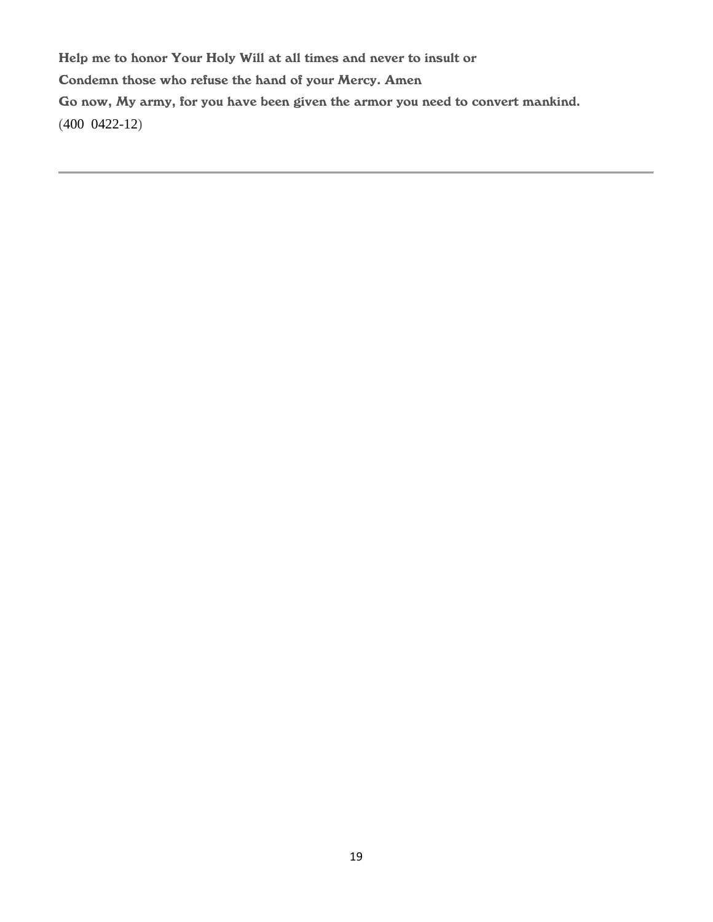**Help me to honor Your Holy Will at all times and never to insult or**

**Condemn those who refuse the hand of your Mercy. Amen**

**Go now, My army, for you have been given the armor you need to convert mankind.**

(400 0422-12)

---